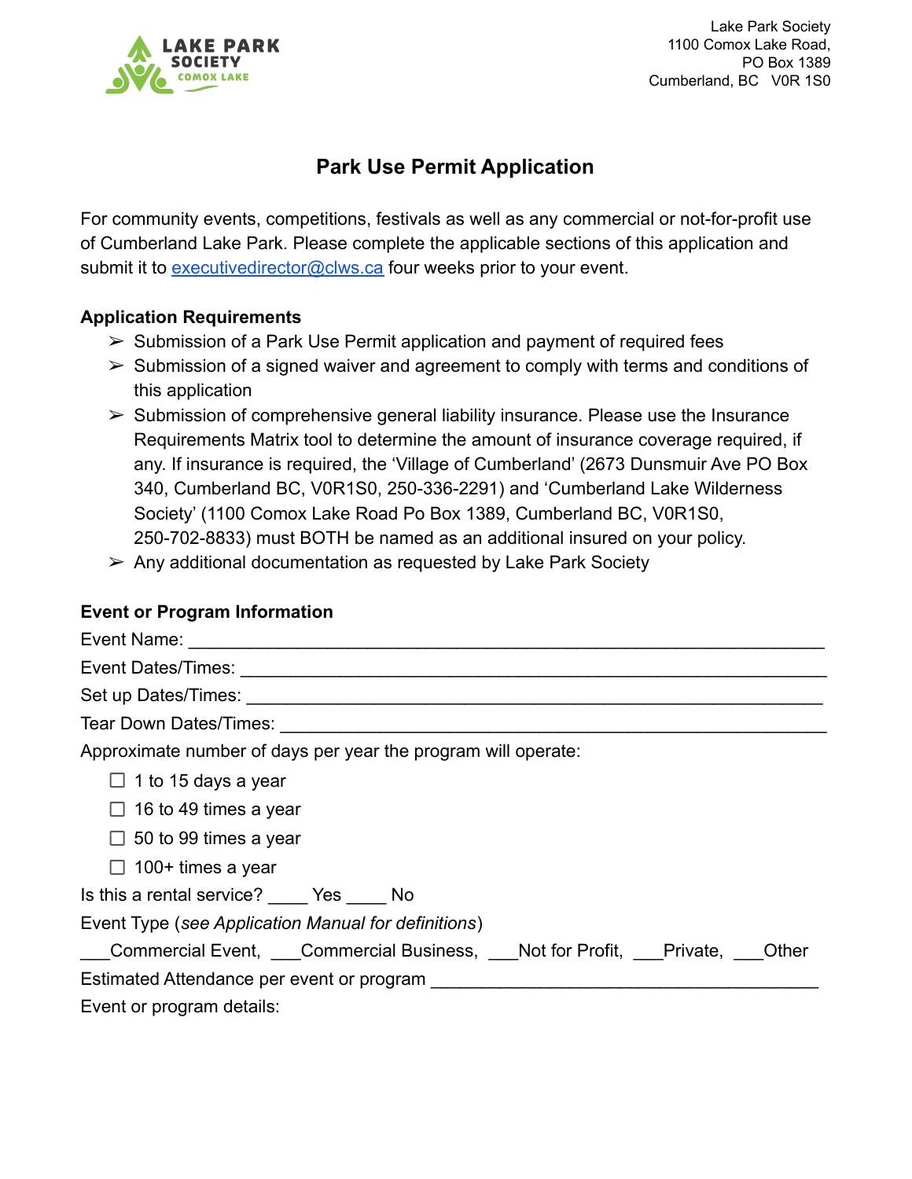LAKE PARK SOCIETY
COMOX LAKE

Lake Park Society
1100 Comox Lake Road,
PO Box 1389
Cumberland, BC V0R 1S0

# Park Use Permit Application

For community events, competitions, festivals as well as any commercial or not-for-profit use of Cumberland Lake Park. Please complete the applicable sections of this application and submit it to executivedirector@clws.ca four weeks prior to your event.

**Application Requirements**

- ➢ Submission of a Park Use Permit application and payment of required fees
- ➢ Submission of a signed waiver and agreement to comply with terms and conditions of this application
- ➢ Submission of comprehensive general liability insurance. Please use the Insurance Requirements Matrix tool to determine the amount of insurance coverage required, if any. If insurance is required, the 'Village of Cumberland' (2673 Dunsmuir Ave PO Box 340, Cumberland BC, V0R1S0, 250-336-2291) and 'Cumberland Lake Wilderness Society' (1100 Comox Lake Road Po Box 1389, Cumberland BC, V0R1S0, 250-702-8833) must BOTH be named as an additional insured on your policy.
- ➢ Any additional documentation as requested by Lake Park Society

**Event or Program Information**

Event Name: ____________________________________________________________

Event Dates/Times: ______________________________________________________

Set up Dates/Times: _____________________________________________________

Tear Down Dates/Times: __________________________________________________

Approximate number of days per year the program will operate:

- ☐ 1 to 15 days a year
- ☐ 16 to 49 times a year
- ☐ 50 to 99 times a year
- ☐ 100+ times a year

Is this a rental service? ____ Yes ____ No

Event Type (*see Application Manual for definitions*)

___Commercial Event, ___Commercial Business, ___Not for Profit, ___Private, ___Other

Estimated Attendance per event or program ________________________________________

Event or program details: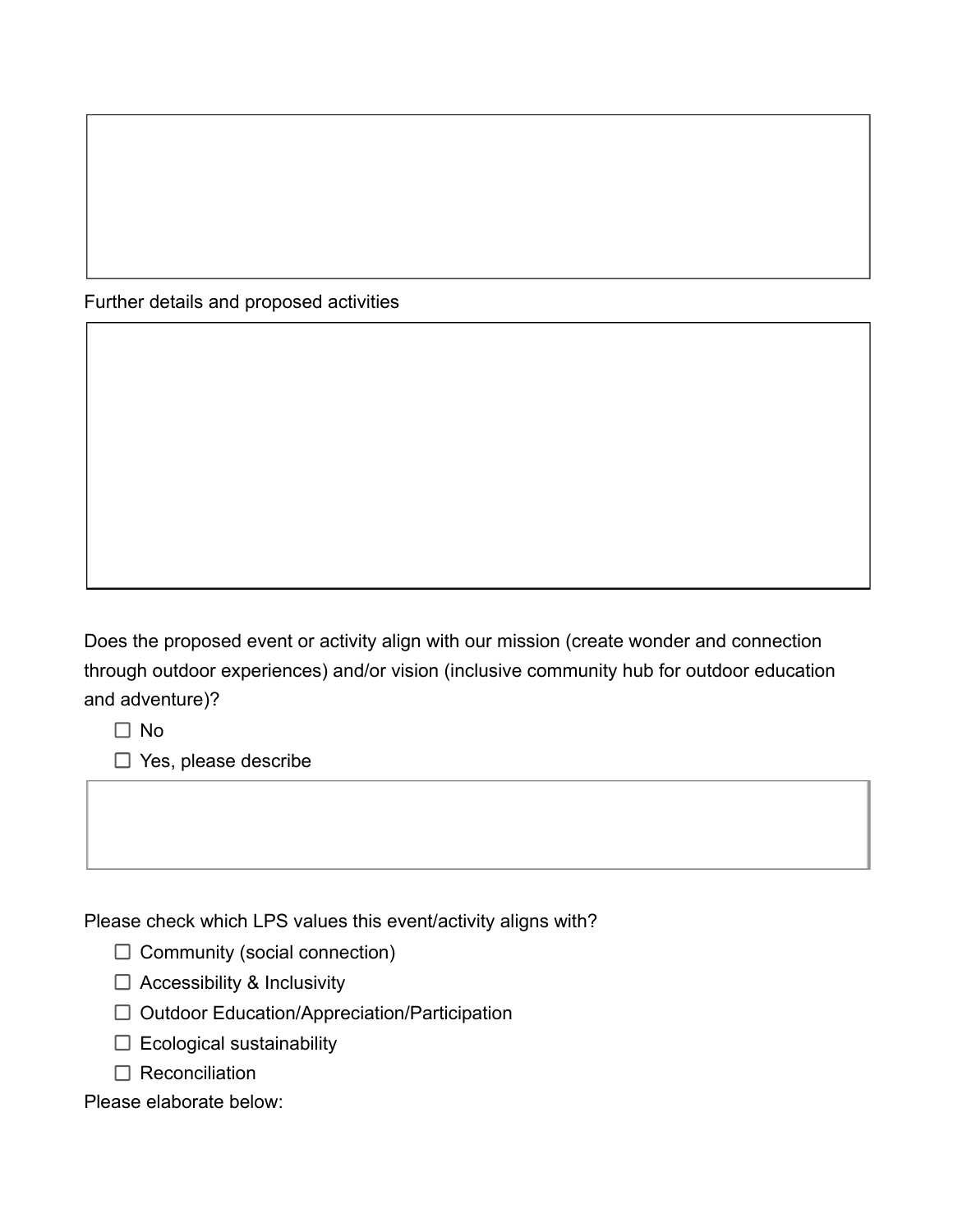Further details and proposed activities

Does the proposed event or activity align with our mission (create wonder and connection through outdoor experiences) and/or vision (inclusive community hub for outdoor education and adventure)?

- ☐ No
- ☐ Yes, please describe

Please check which LPS values this event/activity aligns with?

- ☐ Community (social connection)
- ☐ Accessibility & Inclusivity
- ☐ Outdoor Education/Appreciation/Participation
- ☐ Ecological sustainability
- ☐ Reconciliation

Please elaborate below: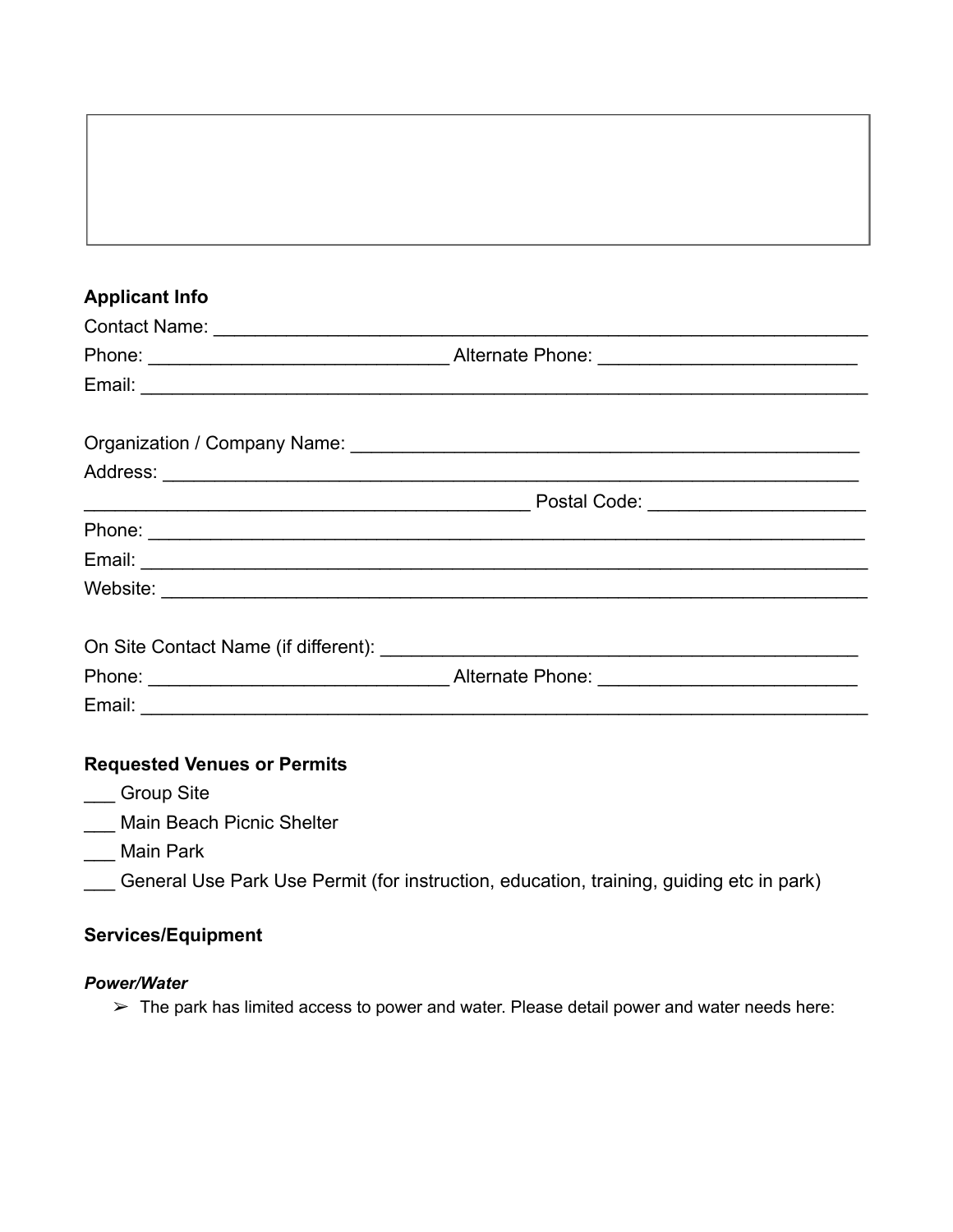**Applicant Info**

Contact Name: ___________________________________________________________

Phone: ____________________________ Alternate Phone: ________________________

Email: ______________________________________________________________________

Organization / Company Name: __________________________________________________

Address: ____________________________________________________________________

__________________________________________ Postal Code: _____________________

Phone: ______________________________________________________________________

Email: ______________________________________________________________________

Website: ____________________________________________________________________

On Site Contact Name (if different): ____________________________________________

Phone: ____________________________ Alternate Phone: ________________________

Email: ______________________________________________________________________

**Requested Venues or Permits**

___ Group Site

___ Main Beach Picnic Shelter

___ Main Park

___ General Use Park Use Permit (for instruction, education, training, guiding etc in park)

**Services/Equipment**

***Power/Water***

➢ The park has limited access to power and water. Please detail power and water needs here: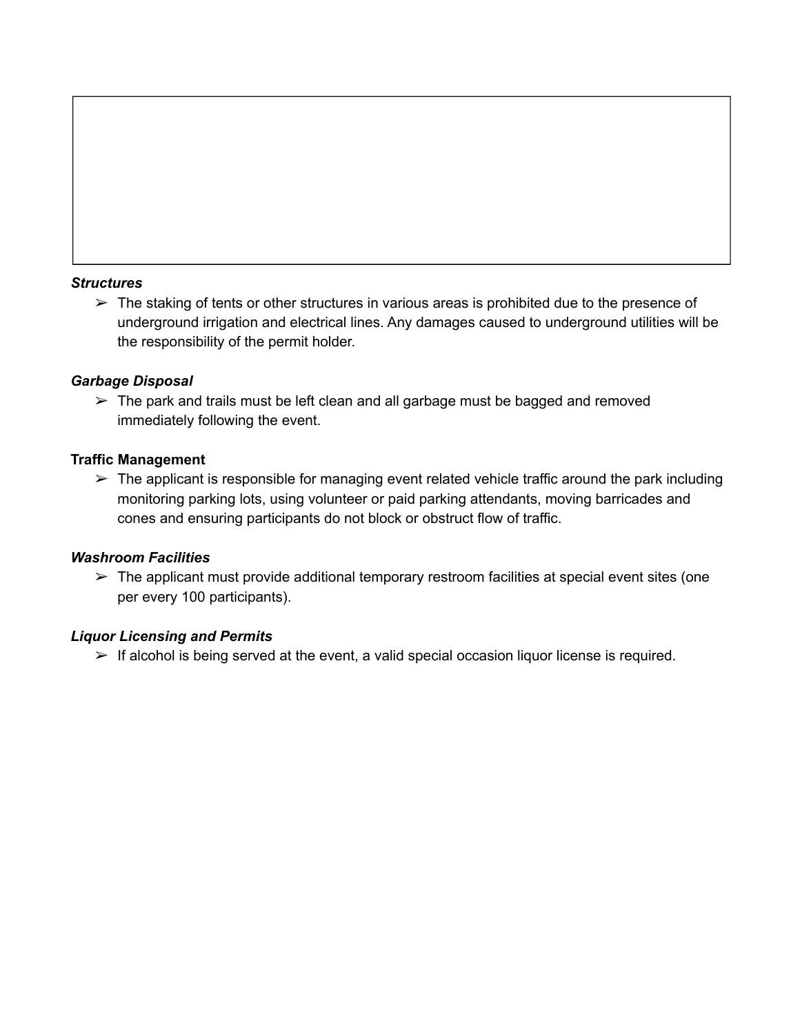***Structures***

- The staking of tents or other structures in various areas is prohibited due to the presence of underground irrigation and electrical lines. Any damages caused to underground utilities will be the responsibility of the permit holder.

***Garbage Disposal***

- The park and trails must be left clean and all garbage must be bagged and removed immediately following the event.

**Traffic Management**

- The applicant is responsible for managing event related vehicle traffic around the park including monitoring parking lots, using volunteer or paid parking attendants, moving barricades and cones and ensuring participants do not block or obstruct flow of traffic.

***Washroom Facilities***

- The applicant must provide additional temporary restroom facilities at special event sites (one per every 100 participants).

***Liquor Licensing and Permits***

- If alcohol is being served at the event, a valid special occasion liquor license is required.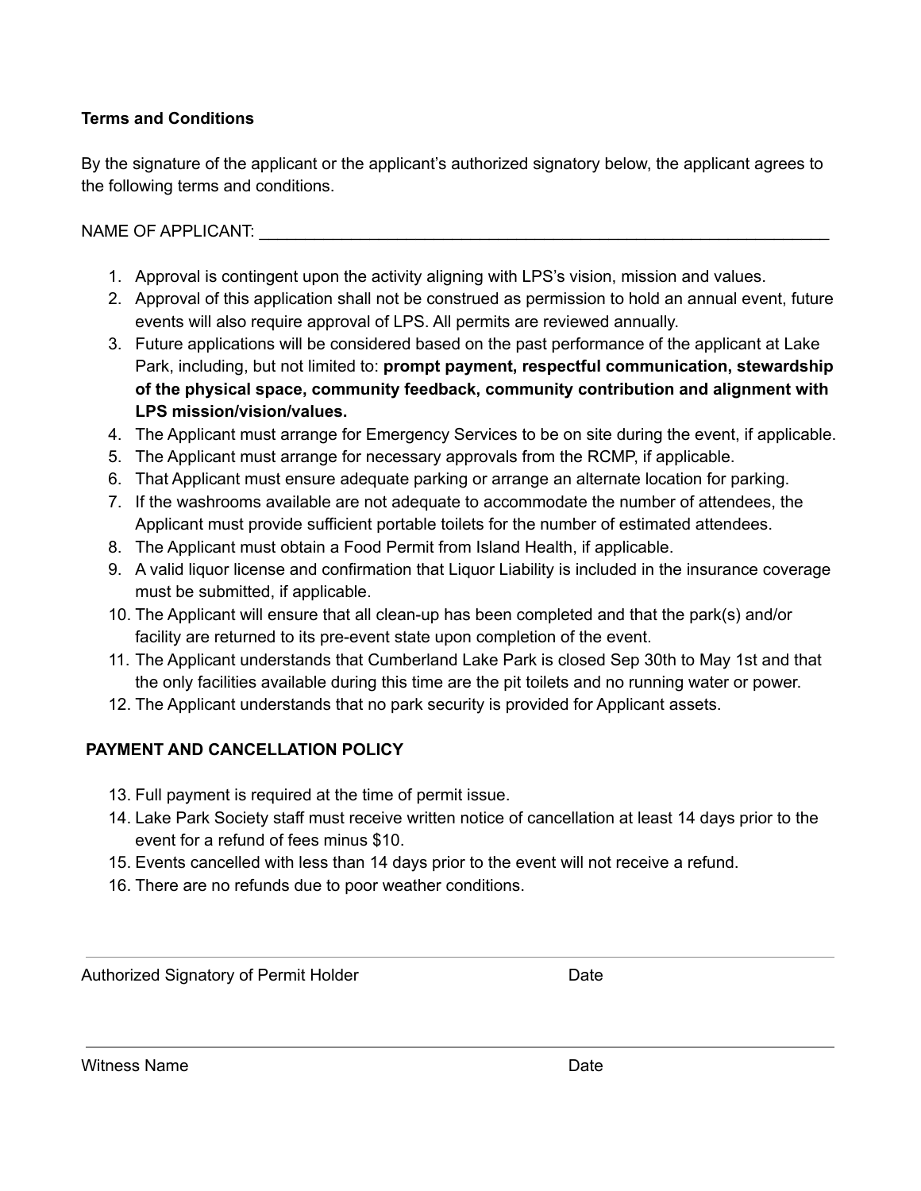**Terms and Conditions**

By the signature of the applicant or the applicant's authorized signatory below, the applicant agrees to the following terms and conditions.

NAME OF APPLICANT: ___________________________________________________________

1. Approval is contingent upon the activity aligning with LPS's vision, mission and values.
2. Approval of this application shall not be construed as permission to hold an annual event, future events will also require approval of LPS. All permits are reviewed annually.
3. Future applications will be considered based on the past performance of the applicant at Lake Park, including, but not limited to: **prompt payment, respectful communication, stewardship of the physical space, community feedback, community contribution and alignment with LPS mission/vision/values.**
4. The Applicant must arrange for Emergency Services to be on site during the event, if applicable.
5. The Applicant must arrange for necessary approvals from the RCMP, if applicable.
6. That Applicant must ensure adequate parking or arrange an alternate location for parking.
7. If the washrooms available are not adequate to accommodate the number of attendees, the Applicant must provide sufficient portable toilets for the number of estimated attendees.
8. The Applicant must obtain a Food Permit from Island Health, if applicable.
9. A valid liquor license and confirmation that Liquor Liability is included in the insurance coverage must be submitted, if applicable.
10. The Applicant will ensure that all clean-up has been completed and that the park(s) and/or facility are returned to its pre-event state upon completion of the event.
11. The Applicant understands that Cumberland Lake Park is closed Sep 30th to May 1st and that the only facilities available during this time are the pit toilets and no running water or power.
12. The Applicant understands that no park security is provided for Applicant assets.

**PAYMENT AND CANCELLATION POLICY**

13. Full payment is required at the time of permit issue.
14. Lake Park Society staff must receive written notice of cancellation at least 14 days prior to the event for a refund of fees minus $10.
15. Events cancelled with less than 14 days prior to the event will not receive a refund.
16. There are no refunds due to poor weather conditions.

___________________________________________________________

Authorized Signatory of Permit Holder Date

___________________________________________________________

Witness Name Date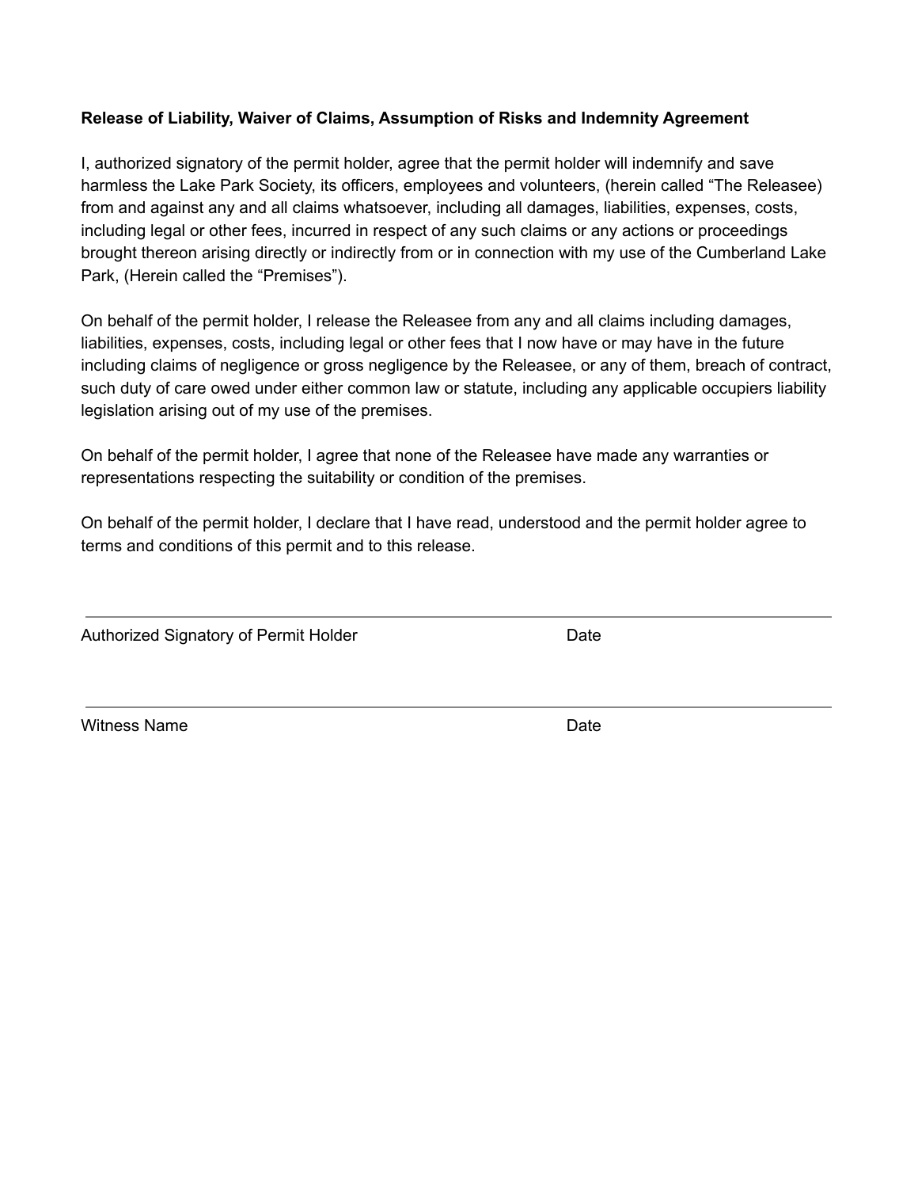**Release of Liability, Waiver of Claims, Assumption of Risks and Indemnity Agreement**

I, authorized signatory of the permit holder, agree that the permit holder will indemnify and save harmless the Lake Park Society, its officers, employees and volunteers, (herein called "The Releasee) from and against any and all claims whatsoever, including all damages, liabilities, expenses, costs, including legal or other fees, incurred in respect of any such claims or any actions or proceedings brought thereon arising directly or indirectly from or in connection with my use of the Cumberland Lake Park, (Herein called the "Premises").

On behalf of the permit holder, I release the Releasee from any and all claims including damages, liabilities, expenses, costs, including legal or other fees that I now have or may have in the future including claims of negligence or gross negligence by the Releasee, or any of them, breach of contract, such duty of care owed under either common law or statute, including any applicable occupiers liability legislation arising out of my use of the premises.

On behalf of the permit holder, I agree that none of the Releasee have made any warranties or representations respecting the suitability or condition of the premises.

On behalf of the permit holder, I declare that I have read, understood and the permit holder agree to terms and conditions of this permit and to this release.

______________________________________________

Authorized Signatory of Permit Holder Date

______________________________________________

Witness Name Date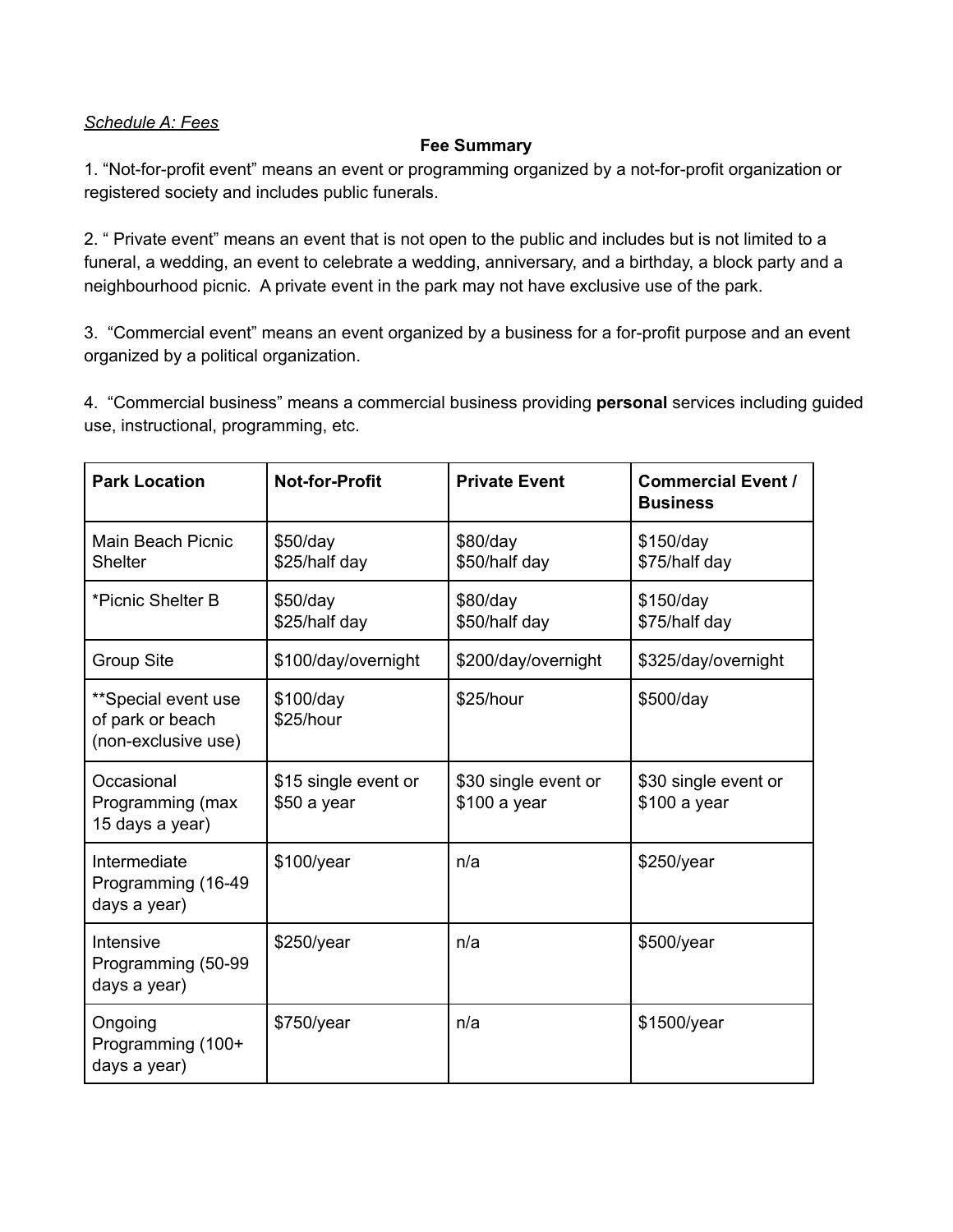*Schedule A: Fees*

**Fee Summary**

1. "Not-for-profit event" means an event or programming organized by a not-for-profit organization or registered society and includes public funerals.

2. " Private event" means an event that is not open to the public and includes but is not limited to a funeral, a wedding, an event to celebrate a wedding, anniversary, and a birthday, a block party and a neighbourhood picnic. A private event in the park may not have exclusive use of the park.

3. "Commercial event" means an event organized by a business for a for-profit purpose and an event organized by a political organization.

4. "Commercial business" means a commercial business providing **personal** services including guided use, instructional, programming, etc.

| **Park Location** | **Not-for-Profit** | **Private Event** | **Commercial Event / Business** |
|---|---|---|---|
| Main Beach Picnic Shelter | $50/day<br>$25/half day | $80/day<br>$50/half day | $150/day<br>$75/half day |
| *Picnic Shelter B | $50/day<br>$25/half day | $80/day<br>$50/half day | $150/day<br>$75/half day |
| Group Site | $100/day/overnight | $200/day/overnight | $325/day/overnight |
| **Special event use of park or beach (non-exclusive use) | $100/day<br>$25/hour | $25/hour | $500/day |
| Occasional Programming (max 15 days a year) | $15 single event or $50 a year | $30 single event or $100 a year | $30 single event or $100 a year |
| Intermediate Programming (16-49 days a year) | $100/year | n/a | $250/year |
| Intensive Programming (50-99 days a year) | $250/year | n/a | $500/year |
| Ongoing Programming (100+ days a year) | $750/year | n/a | $1500/year |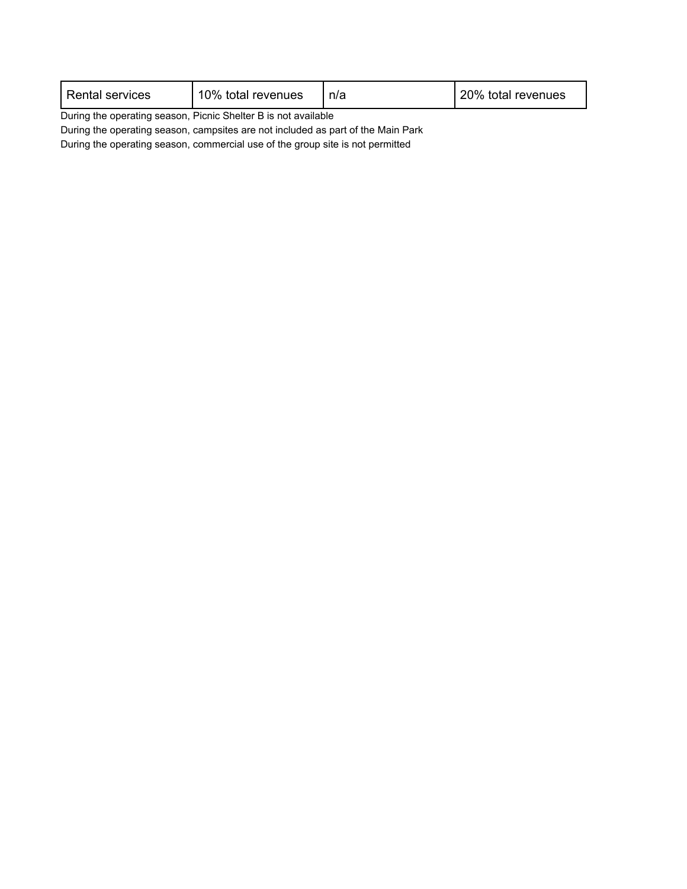| | | | |
|---|---|---|---|
| Rental services | 10% total revenues | n/a | 20% total revenues |

During the operating season, Picnic Shelter B is not available
During the operating season, campsites are not included as part of the Main Park
During the operating season, commercial use of the group site is not permitted